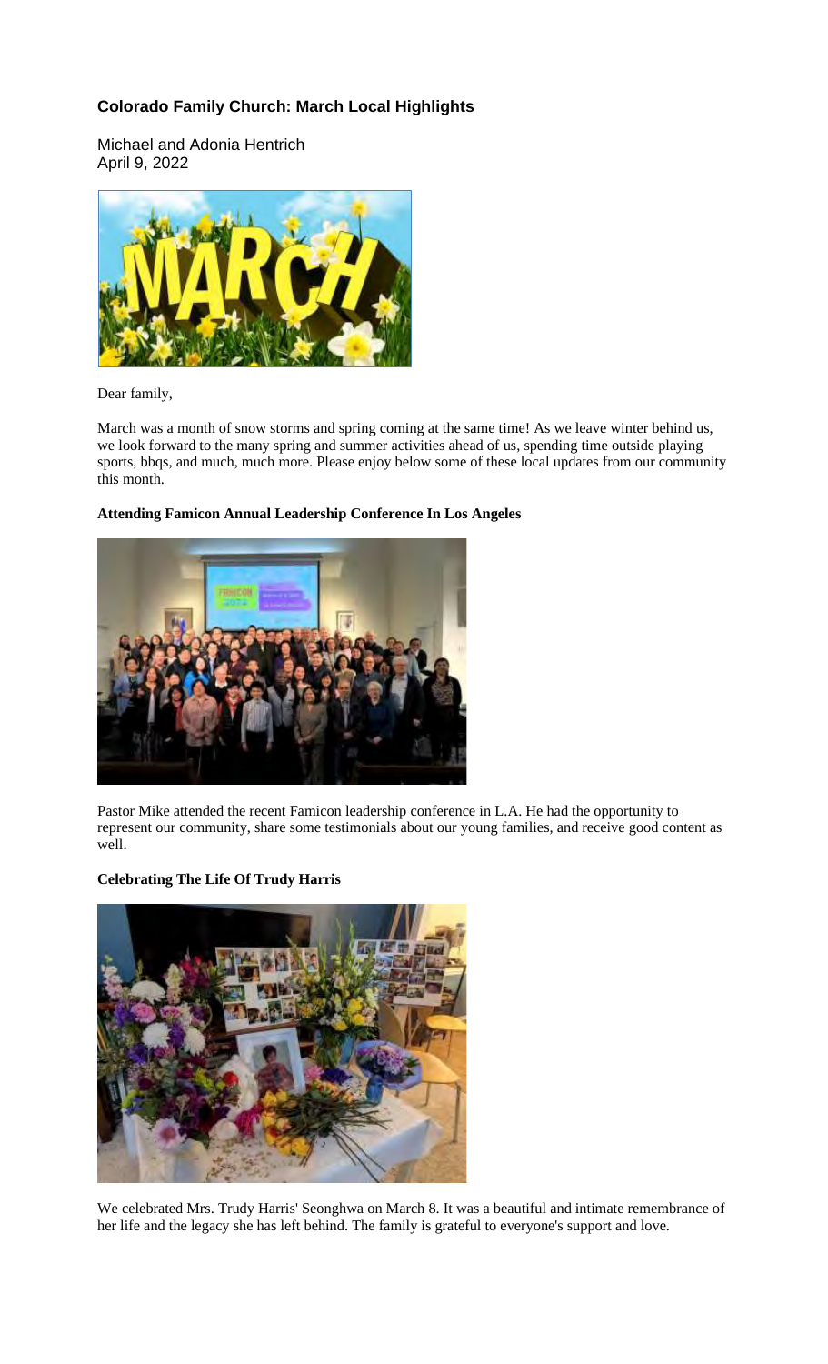# Colorado Family Church: March Local Highlights

Michael and Adonia Hentrich
April 9, 2022

Dear family,

March was a month of snow storms and spring coming at the same time! As we leave winter behind us, we look forward to the many spring and summer activities ahead of us, spending time outside playing sports, bbqs, and much, much more. Please enjoy below some of these local updates from our community this month.

**Attending Famicon Annual Leadership Conference In Los Angeles**

Pastor Mike attended the recent Famicon leadership conference in L.A. He had the opportunity to represent our community, share some testimonials about our young families, and receive good content as well.

**Celebrating The Life Of Trudy Harris**

We celebrated Mrs. Trudy Harris' Seonghwa on March 8. It was a beautiful and intimate remembrance of her life and the legacy she has left behind. The family is grateful to everyone's support and love.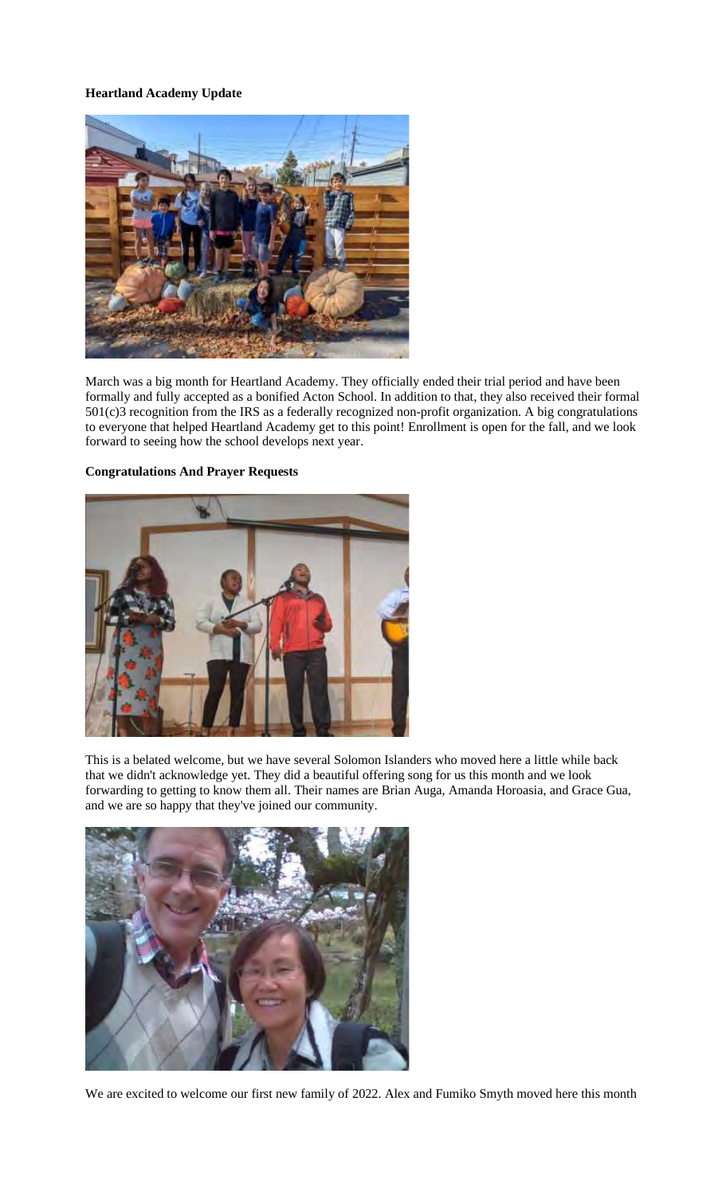**Heartland Academy Update**

March was a big month for Heartland Academy. They officially ended their trial period and have been formally and fully accepted as a bonified Acton School. In addition to that, they also received their formal 501(c)3 recognition from the IRS as a federally recognized non-profit organization. A big congratulations to everyone that helped Heartland Academy get to this point! Enrollment is open for the fall, and we look forward to seeing how the school develops next year.

**Congratulations And Prayer Requests**

This is a belated welcome, but we have several Solomon Islanders who moved here a little while back that we didn't acknowledge yet. They did a beautiful offering song for us this month and we look forwarding to getting to know them all. Their names are Brian Auga, Amanda Horoasia, and Grace Gua, and we are so happy that they've joined our community.

We are excited to welcome our first new family of 2022. Alex and Fumiko Smyth moved here this month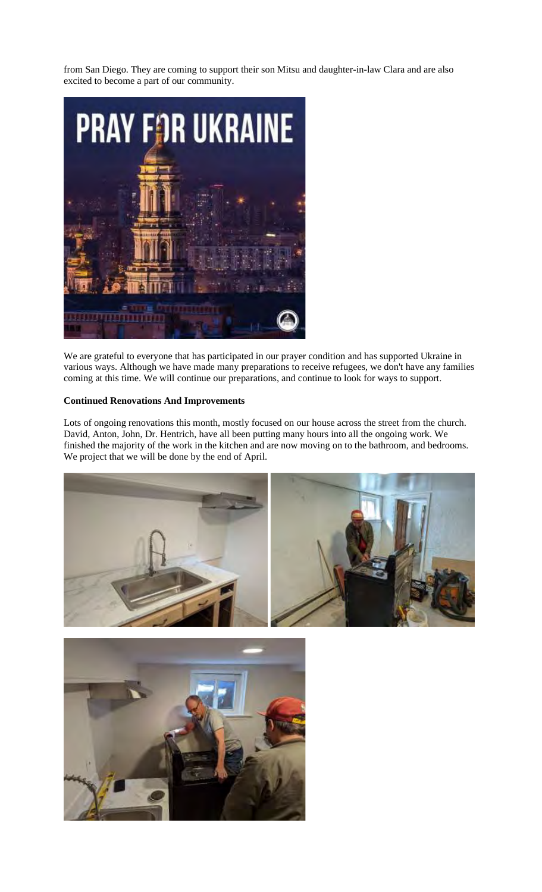from San Diego. They are coming to support their son Mitsu and daughter-in-law Clara and are also excited to become a part of our community.

We are grateful to everyone that has participated in our prayer condition and has supported Ukraine in various ways. Although we have made many preparations to receive refugees, we don't have any families coming at this time. We will continue our preparations, and continue to look for ways to support.

**Continued Renovations And Improvements**

Lots of ongoing renovations this month, mostly focused on our house across the street from the church. David, Anton, John, Dr. Hentrich, have all been putting many hours into all the ongoing work. We finished the majority of the work in the kitchen and are now moving on to the bathroom, and bedrooms. We project that we will be done by the end of April.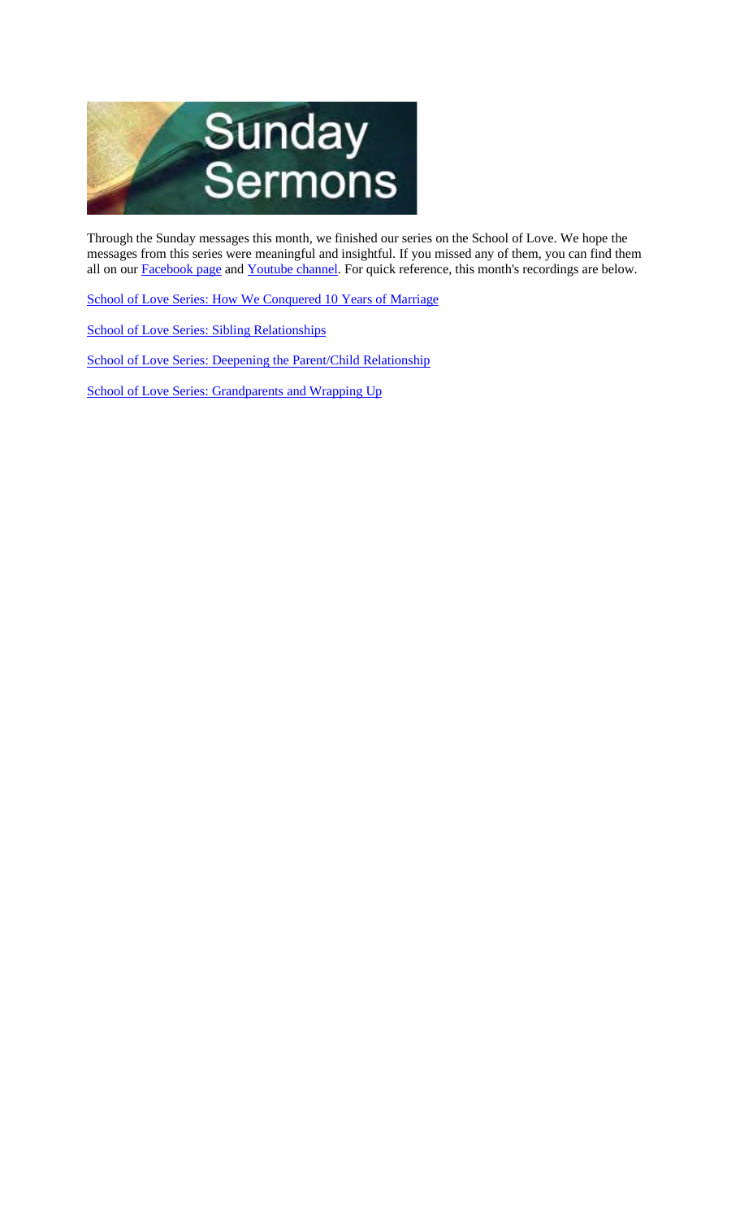# Sunday Sermons

Through the Sunday messages this month, we finished our series on the School of Love. We hope the messages from this series were meaningful and insightful. If you missed any of them, you can find them all on our Facebook page and Youtube channel. For quick reference, this month's recordings are below.

School of Love Series: How We Conquered 10 Years of Marriage

School of Love Series: Sibling Relationships

School of Love Series: Deepening the Parent/Child Relationship

School of Love Series: Grandparents and Wrapping Up